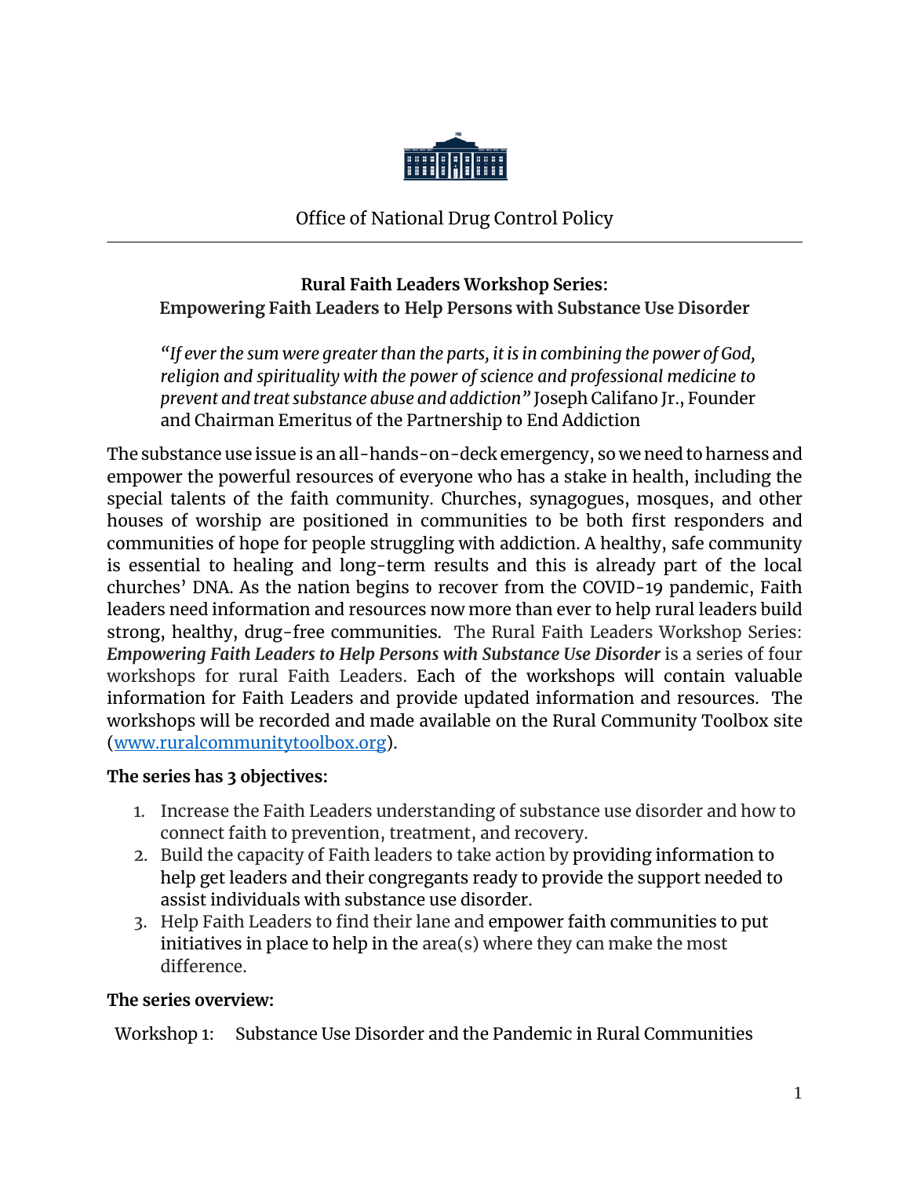Office of National Drug Control Policy

---

**Rural Faith Leaders Workshop Series:**
**Empowering Faith Leaders to Help Persons with Substance Use Disorder**

> *"If ever the sum were greater than the parts, it is in combining the power of God, religion and spirituality with the power of science and professional medicine to prevent and treat substance abuse and addiction"* Joseph Califano Jr., Founder and Chairman Emeritus of the Partnership to End Addiction

The substance use issue is an all-hands-on-deck emergency, so we need to harness and empower the powerful resources of everyone who has a stake in health, including the special talents of the faith community. Churches, synagogues, mosques, and other houses of worship are positioned in communities to be both first responders and communities of hope for people struggling with addiction. A healthy, safe community is essential to healing and long-term results and this is already part of the local churches' DNA. As the nation begins to recover from the COVID-19 pandemic, Faith leaders need information and resources now more than ever to help rural leaders build strong, healthy, drug-free communities. The Rural Faith Leaders Workshop Series: ***Empowering Faith Leaders to Help Persons with Substance Use Disorder*** is a series of four workshops for rural Faith Leaders. Each of the workshops will contain valuable information for Faith Leaders and provide updated information and resources. The workshops will be recorded and made available on the Rural Community Toolbox site (www.ruralcommunitytoolbox.org).

**The series has 3 objectives:**

1. Increase the Faith Leaders understanding of substance use disorder and how to connect faith to prevention, treatment, and recovery.
2. Build the capacity of Faith leaders to take action by providing information to help get leaders and their congregants ready to provide the support needed to assist individuals with substance use disorder.
3. Help Faith Leaders to find their lane and empower faith communities to put initiatives in place to help in the area(s) where they can make the most difference.

**The series overview:**

Workshop 1: Substance Use Disorder and the Pandemic in Rural Communities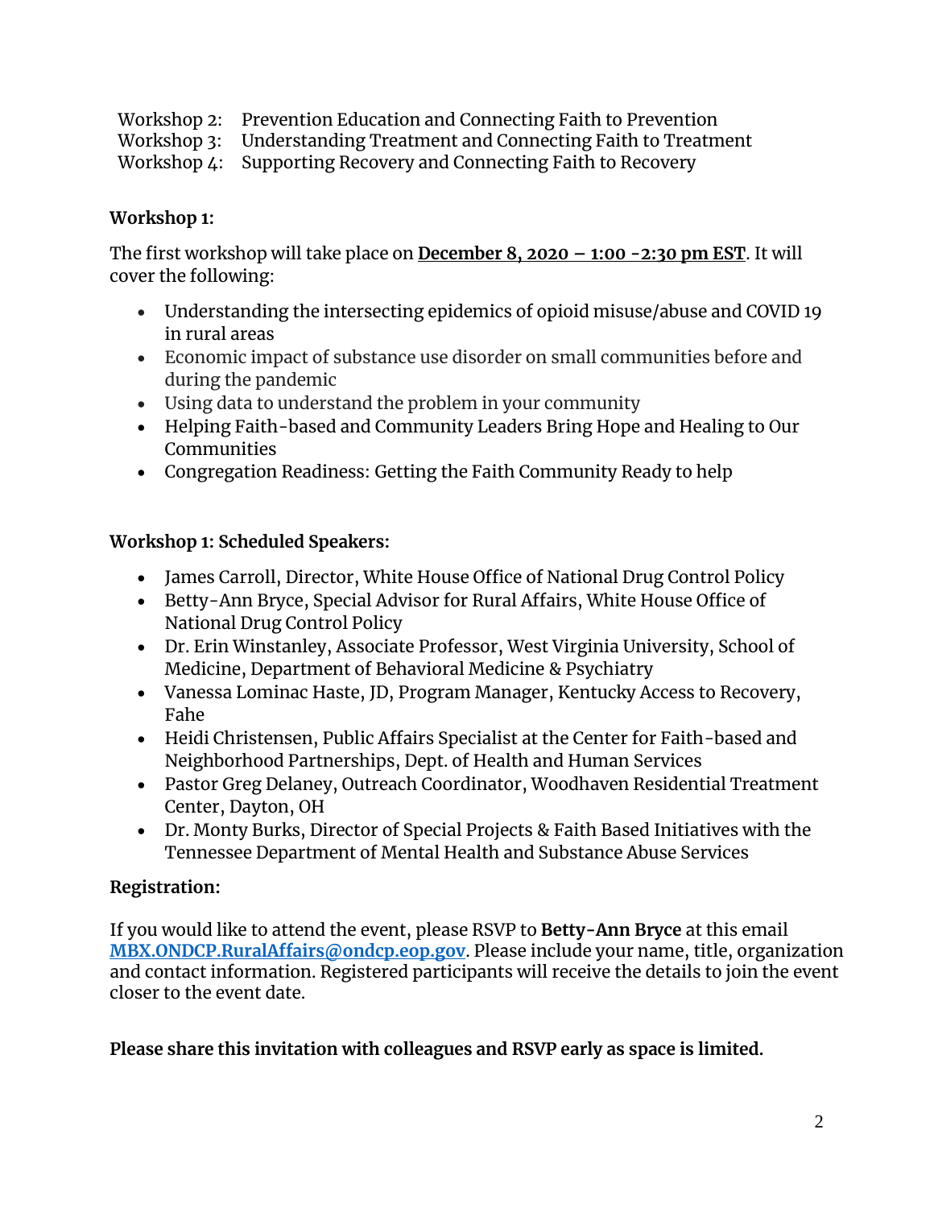Workshop 2: Prevention Education and Connecting Faith to Prevention
Workshop 3: Understanding Treatment and Connecting Faith to Treatment
Workshop 4: Supporting Recovery and Connecting Faith to Recovery

**Workshop 1:**

The first workshop will take place on **December 8, 2020 – 1:00 -2:30 pm EST**. It will cover the following:

- Understanding the intersecting epidemics of opioid misuse/abuse and COVID 19 in rural areas
- Economic impact of substance use disorder on small communities before and during the pandemic
- Using data to understand the problem in your community
- Helping Faith-based and Community Leaders Bring Hope and Healing to Our Communities
- Congregation Readiness: Getting the Faith Community Ready to help

**Workshop 1: Scheduled Speakers:**

- James Carroll, Director, White House Office of National Drug Control Policy
- Betty-Ann Bryce, Special Advisor for Rural Affairs, White House Office of National Drug Control Policy
- Dr. Erin Winstanley, Associate Professor, West Virginia University, School of Medicine, Department of Behavioral Medicine & Psychiatry
- Vanessa Lominac Haste, JD, Program Manager, Kentucky Access to Recovery, Fahe
- Heidi Christensen, Public Affairs Specialist at the Center for Faith-based and Neighborhood Partnerships, Dept. of Health and Human Services
- Pastor Greg Delaney, Outreach Coordinator, Woodhaven Residential Treatment Center, Dayton, OH
- Dr. Monty Burks, Director of Special Projects & Faith Based Initiatives with the Tennessee Department of Mental Health and Substance Abuse Services

**Registration:**

If you would like to attend the event, please RSVP to **Betty-Ann Bryce** at this email **MBX.ONDCP.RuralAffairs@ondcp.eop.gov**. Please include your name, title, organization and contact information. Registered participants will receive the details to join the event closer to the event date.

**Please share this invitation with colleagues and RSVP early as space is limited.**